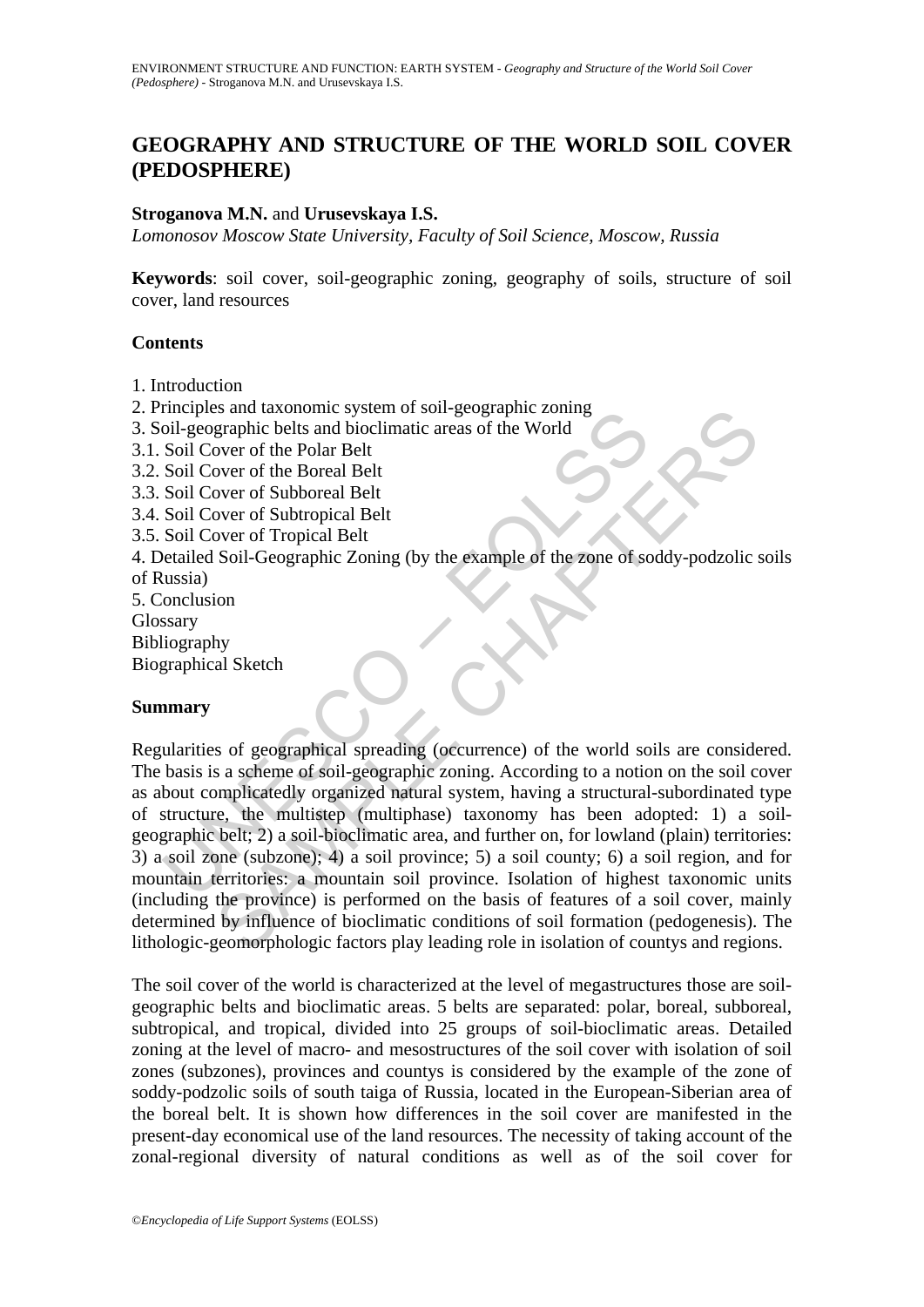# GEOGRAPHY AND STRUCTURE OF THE WORLD SOIL COVER (PEDOSPHERE)

**Stroganova M.N.** and **Urusevskaya I.S.**

*Lomonosov Moscow State University, Faculty of Soil Science, Moscow, Russia*

**Keywords**: soil cover, soil-geographic zoning, geography of soils, structure of soil cover, land resources

## Contents

1. Introduction
2. Principles and taxonomic system of soil-geographic zoning
3. Soil-geographic belts and bioclimatic areas of the World
3.1. Soil Cover of the Polar Belt
3.2. Soil Cover of the Boreal Belt
3.3. Soil Cover of Subboreal Belt
3.4. Soil Cover of Subtropical Belt
3.5. Soil Cover of Tropical Belt
4. Detailed Soil-Geographic Zoning (by the example of the zone of soddy-podzolic soils of Russia)
5. Conclusion

Glossary

Bibliography

Biographical Sketch

## Summary

Regularities of geographical spreading (occurrence) of the world soils are considered. The basis is a scheme of soil-geographic zoning. According to a notion on the soil cover as about complicatedly organized natural system, having a structural-subordinated type of structure, the multistep (multiphase) taxonomy has been adopted: 1) a soil-geographic belt; 2) a soil-bioclimatic area, and further on, for lowland (plain) territories: 3) a soil zone (subzone); 4) a soil province; 5) a soil county; 6) a soil region, and for mountain territories: a mountain soil province. Isolation of highest taxonomic units (including the province) is performed on the basis of features of a soil cover, mainly determined by influence of bioclimatic conditions of soil formation (pedogenesis). The lithologic-geomorphologic factors play leading role in isolation of countys and regions.

The soil cover of the world is characterized at the level of megastructures those are soil-geographic belts and bioclimatic areas. 5 belts are separated: polar, boreal, subboreal, subtropical, and tropical, divided into 25 groups of soil-bioclimatic areas. Detailed zoning at the level of macro- and mesostructures of the soil cover with isolation of soil zones (subzones), provinces and countys is considered by the example of the zone of soddy-podzolic soils of south taiga of Russia, located in the European-Siberian area of the boreal belt. It is shown how differences in the soil cover are manifested in the present-day economical use of the land resources. The necessity of taking account of the zonal-regional diversity of natural conditions as well as of the soil cover for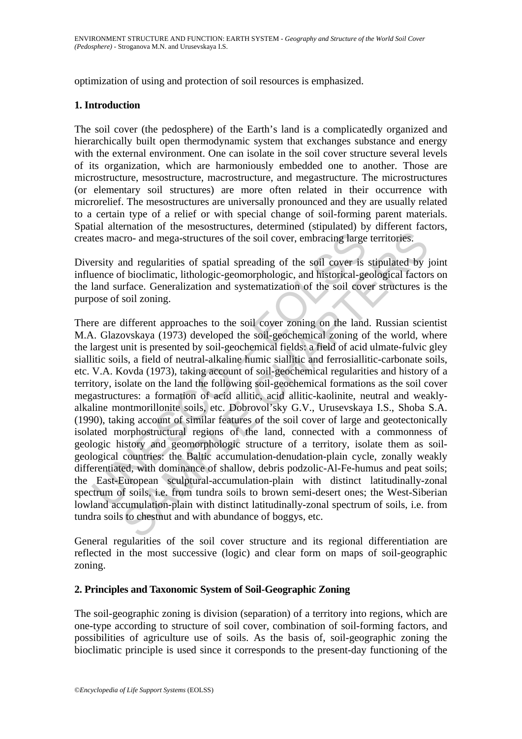optimization of using and protection of soil resources is emphasized.

## 1. Introduction

The soil cover (the pedosphere) of the Earth's land is a complicatedly organized and hierarchically built open thermodynamic system that exchanges substance and energy with the external environment. One can isolate in the soil cover structure several levels of its organization, which are harmoniously embedded one to another. Those are microstructure, mesostructure, macrostructure, and megastructure. The microstructures (or elementary soil structures) are more often related in their occurrence with microrelief. The mesostructures are universally pronounced and they are usually related to a certain type of a relief or with special change of soil-forming parent materials. Spatial alternation of the mesostructures, determined (stipulated) by different factors, creates macro- and mega-structures of the soil cover, embracing large territories.

Diversity and regularities of spatial spreading of the soil cover is stipulated by joint influence of bioclimatic, lithologic-geomorphologic, and historical-geological factors on the land surface. Generalization and systematization of the soil cover structures is the purpose of soil zoning.

There are different approaches to the soil cover zoning on the land. Russian scientist M.A. Glazovskaya (1973) developed the soil-geochemical zoning of the world, where the largest unit is presented by soil-geochemical fields: a field of acid ulmate-fulvic gley siallitic soils, a field of neutral-alkaline humic siallitic and ferrosiallitic-carbonate soils, etc. V.A. Kovda (1973), taking account of soil-geochemical regularities and history of a territory, isolate on the land the following soil-geochemical formations as the soil cover megastructures: a formation of acid allitic, acid allitic-kaolinite, neutral and weakly-alkaline montmorillonite soils, etc. Dobrovol'sky G.V., Urusevskaya I.S., Shoba S.A. (1990), taking account of similar features of the soil cover of large and geotectonically isolated morphostructural regions of the land, connected with a commonness of geologic history and geomorphologic structure of a territory, isolate them as soil-geological countries: the Baltic accumulation-denudation-plain cycle, zonally weakly differentiated, with dominance of shallow, debris podzolic-Al-Fe-humus and peat soils; the East-European sculptural-accumulation-plain with distinct latitudinally-zonal spectrum of soils, i.e. from tundra soils to brown semi-desert ones; the West-Siberian lowland accumulation-plain with distinct latitudinally-zonal spectrum of soils, i.e. from tundra soils to chestnut and with abundance of boggys, etc.

General regularities of the soil cover structure and its regional differentiation are reflected in the most successive (logic) and clear form on maps of soil-geographic zoning.

## 2. Principles and Taxonomic System of Soil-Geographic Zoning

The soil-geographic zoning is division (separation) of a territory into regions, which are one-type according to structure of soil cover, combination of soil-forming factors, and possibilities of agriculture use of soils. As the basis of, soil-geographic zoning the bioclimatic principle is used since it corresponds to the present-day functioning of the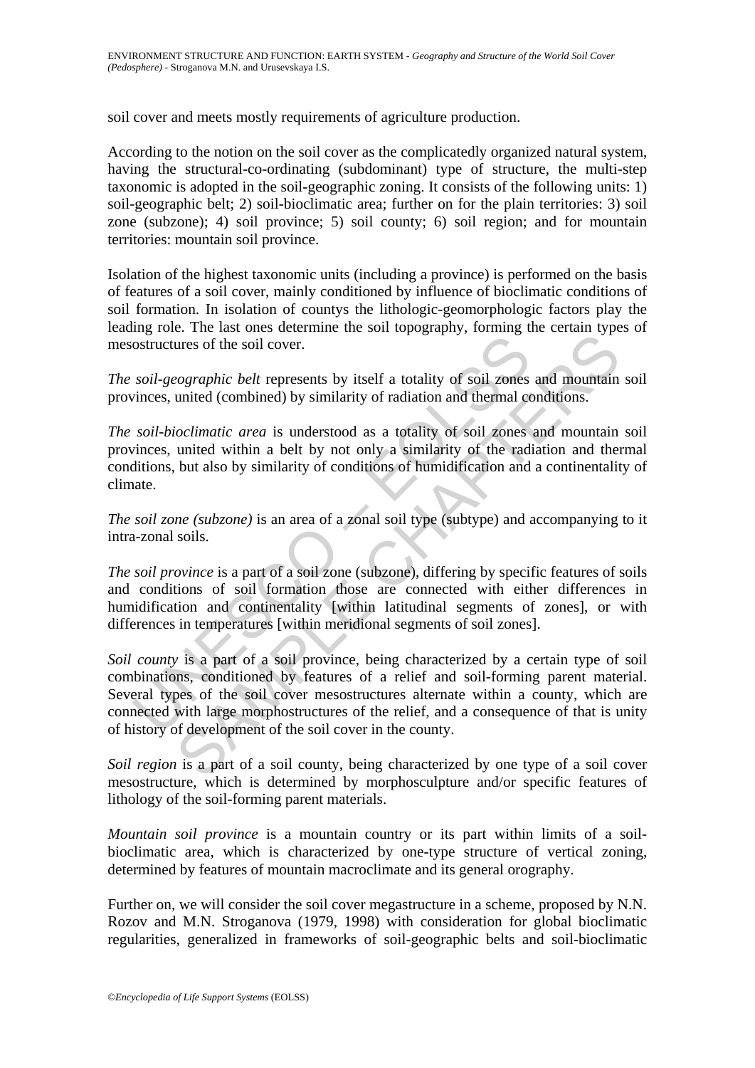soil cover and meets mostly requirements of agriculture production.

According to the notion on the soil cover as the complicatedly organized natural system, having the structural-co-ordinating (subdominant) type of structure, the multi-step taxonomic is adopted in the soil-geographic zoning. It consists of the following units: 1) soil-geographic belt; 2) soil-bioclimatic area; further on for the plain territories: 3) soil zone (subzone); 4) soil province; 5) soil county; 6) soil region; and for mountain territories: mountain soil province.

Isolation of the highest taxonomic units (including a province) is performed on the basis of features of a soil cover, mainly conditioned by influence of bioclimatic conditions of soil formation. In isolation of countys the lithologic-geomorphologic factors play the leading role. The last ones determine the soil topography, forming the certain types of mesostructures of the soil cover.

*The soil-geographic belt* represents by itself a totality of soil zones and mountain soil provinces, united (combined) by similarity of radiation and thermal conditions.

*The soil-bioclimatic area* is understood as a totality of soil zones and mountain soil provinces, united within a belt by not only a similarity of the radiation and thermal conditions, but also by similarity of conditions of humidification and a continentality of climate.

*The soil zone (subzone)* is an area of a zonal soil type (subtype) and accompanying to it intra-zonal soils.

*The soil province* is a part of a soil zone (subzone), differing by specific features of soils and conditions of soil formation those are connected with either differences in humidification and continentality [within latitudinal segments of zones], or with differences in temperatures [within meridional segments of soil zones].

*Soil county* is a part of a soil province, being characterized by a certain type of soil combinations, conditioned by features of a relief and soil-forming parent material. Several types of the soil cover mesostructures alternate within a county, which are connected with large morphostructures of the relief, and a consequence of that is unity of history of development of the soil cover in the county.

*Soil region* is a part of a soil county, being characterized by one type of a soil cover mesostructure, which is determined by morphosculpture and/or specific features of lithology of the soil-forming parent materials.

*Mountain soil province* is a mountain country or its part within limits of a soil-bioclimatic area, which is characterized by one-type structure of vertical zoning, determined by features of mountain macroclimate and its general orography.

Further on, we will consider the soil cover megastructure in a scheme, proposed by N.N. Rozov and M.N. Stroganova (1979, 1998) with consideration for global bioclimatic regularities, generalized in frameworks of soil-geographic belts and soil-bioclimatic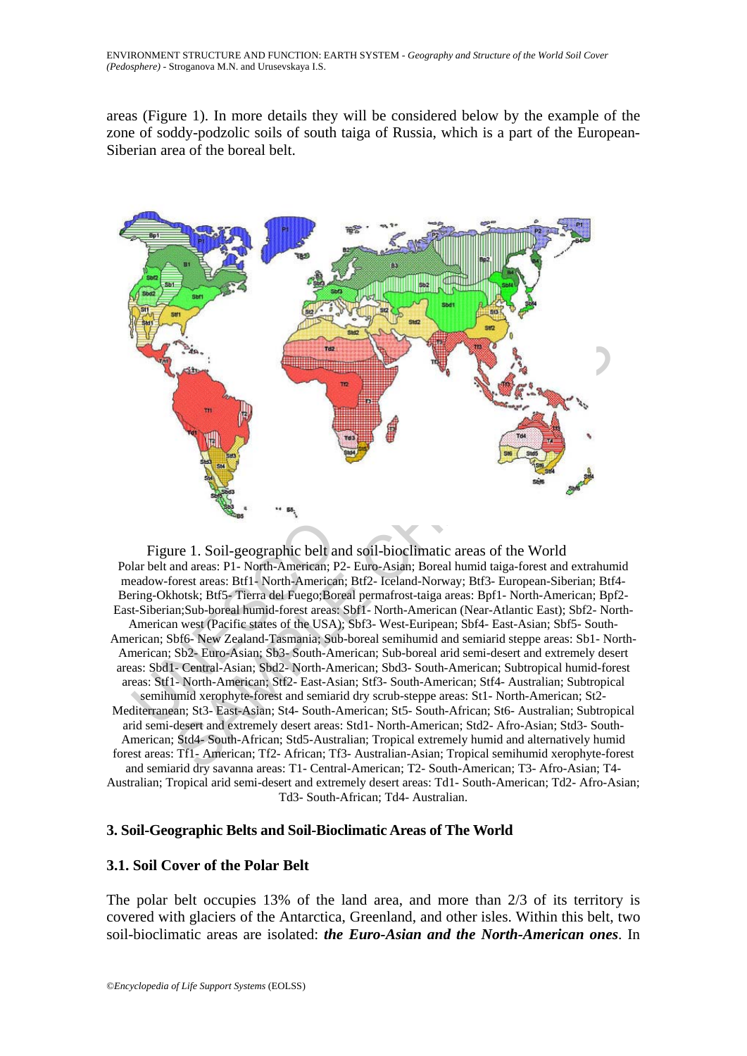areas (Figure 1). In more details they will be considered below by the example of the zone of soddy-podzolic soils of south taiga of Russia, which is a part of the European-Siberian area of the boreal belt.

Figure 1. Soil-geographic belt and soil-bioclimatic areas of the World

Polar belt and areas: P1- North-American; P2- Euro-Asian; Boreal humid taiga-forest and extrahumid meadow-forest areas: Btf1- North-American; Btf2- Iceland-Norway; Btf3- European-Siberian; Btf4- Bering-Okhotsk; Btf5- Tierra del Fuego;Boreal permafrost-taiga areas: Bpf1- North-American; Bpf2- East-Siberian;Sub-boreal humid-forest areas: Sbf1- North-American (Near-Atlantic East); Sbf2- North-American west (Pacific states of the USA); Sbf3- West-Euripean; Sbf4- East-Asian; Sbf5- South-American; Sbf6- New Zealand-Tasmania; Sub-boreal semihumid and semiarid steppe areas: Sb1- North-American; Sb2- Euro-Asian; Sb3- South-American; Sub-boreal arid semi-desert and extremely desert areas: Sbd1- Central-Asian; Sbd2- North-American; Sbd3- South-American; Subtropical humid-forest areas: Stf1- North-American; Stf2- East-Asian; Stf3- South-American; Stf4- Australian; Subtropical semihumid xerophyte-forest and semiarid dry scrub-steppe areas: St1- North-American; St2- Mediterranean; St3- East-Asian; St4- South-American; St5- South-African; St6- Australian; Subtropical arid semi-desert and extremely desert areas: Std1- North-American; Std2- Afro-Asian; Std3- South-American; Std4- South-African; Std5-Australian; Tropical extremely humid and alternatively humid forest areas: Tf1- American; Tf2- African; Tf3- Australian-Asian; Tropical semihumid xerophyte-forest and semiarid dry savanna areas: T1- Central-American; T2- South-American; T3- Afro-Asian; T4- Australian; Tropical arid semi-desert and extremely desert areas: Td1- South-American; Td2- Afro-Asian; Td3- South-African; Td4- Australian.

### 3. Soil-Geographic Belts and Soil-Bioclimatic Areas of The World

### 3.1. Soil Cover of the Polar Belt

The polar belt occupies 13% of the land area, and more than 2/3 of its territory is covered with glaciers of the Antarctica, Greenland, and other isles. Within this belt, two soil-bioclimatic areas are isolated: ***the Euro-Asian and the North-American ones***. In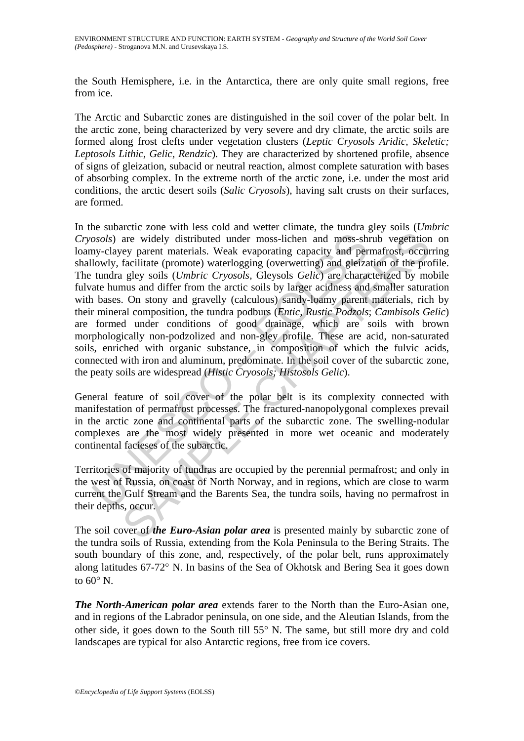the South Hemisphere, i.e. in the Antarctica, there are only quite small regions, free from ice.

The Arctic and Subarctic zones are distinguished in the soil cover of the polar belt. In the arctic zone, being characterized by very severe and dry climate, the arctic soils are formed along frost clefts under vegetation clusters (*Leptic Cryosols Aridic, Skeletic; Leptosols Lithic, Gelic, Rendzic*). They are characterized by shortened profile, absence of signs of gleization, subacid or neutral reaction, almost complete saturation with bases of absorbing complex. In the extreme north of the arctic zone, i.e. under the most arid conditions, the arctic desert soils (*Salic Cryosols*), having salt crusts on their surfaces, are formed.

In the subarctic zone with less cold and wetter climate, the tundra gley soils (*Umbric Cryosols*) are widely distributed under moss-lichen and moss-shrub vegetation on loamy-clayey parent materials. Weak evaporating capacity and permafrost, occurring shallowly, facilitate (promote) waterlogging (overwetting) and gleization of the profile. The tundra gley soils (*Umbric Cryosols,* Gleysols *Gelic*) are characterized by mobile fulvate humus and differ from the arctic soils by larger acidness and smaller saturation with bases. On stony and gravelly (calculous) sandy-loamy parent materials, rich by their mineral composition, the tundra podburs (*Entic, Rustic Podzols*; *Cambisols Gelic*) are formed under conditions of good drainage, which are soils with brown morphologically non-podzolized and non-gley profile. These are acid, non-saturated soils, enriched with organic substance, in composition of which the fulvic acids, connected with iron and aluminum, predominate. In the soil cover of the subarctic zone, the peaty soils are widespread (*Histic Cryosols; Histosols Gelic*).

General feature of soil cover of the polar belt is its complexity connected with manifestation of permafrost processes. The fractured-nanopolygonal complexes prevail in the arctic zone and continental parts of the subarctic zone. The swelling-nodular complexes are the most widely presented in more wet oceanic and moderately continental facieses of the subarctic.

Territories of majority of tundras are occupied by the perennial permafrost; and only in the west of Russia, on coast of North Norway, and in regions, which are close to warm current the Gulf Stream and the Barents Sea, the tundra soils, having no permafrost in their depths, occur.

The soil cover of ***the Euro-Asian polar area*** is presented mainly by subarctic zone of the tundra soils of Russia, extending from the Kola Peninsula to the Bering Straits. The south boundary of this zone, and, respectively, of the polar belt, runs approximately along latitudes 67-72° N. In basins of the Sea of Okhotsk and Bering Sea it goes down to 60° N.

***The North-American polar area*** extends farer to the North than the Euro-Asian one, and in regions of the Labrador peninsula, on one side, and the Aleutian Islands, from the other side, it goes down to the South till 55° N. The same, but still more dry and cold landscapes are typical for also Antarctic regions, free from ice covers.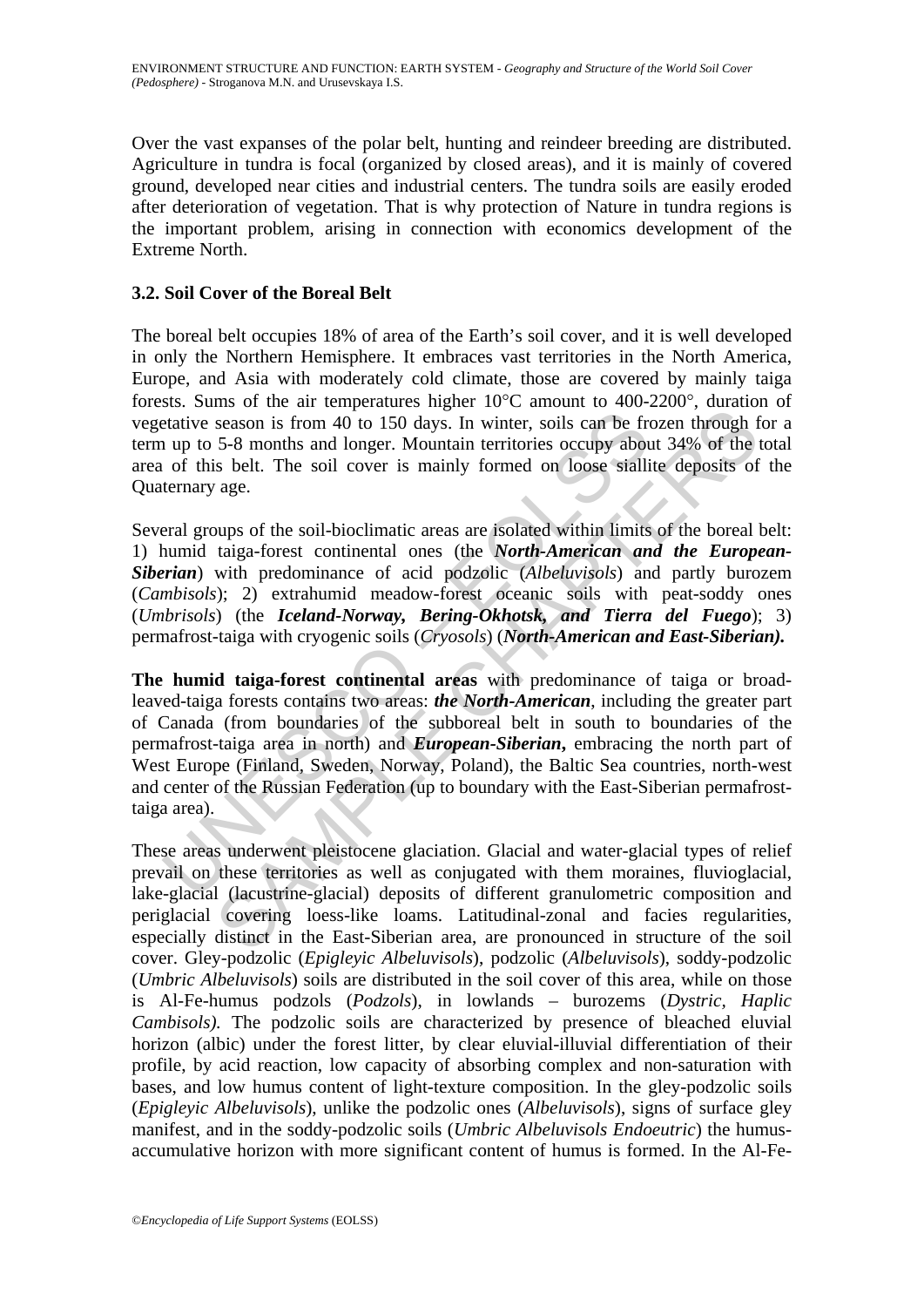Over the vast expanses of the polar belt, hunting and reindeer breeding are distributed. Agriculture in tundra is focal (organized by closed areas), and it is mainly of covered ground, developed near cities and industrial centers. The tundra soils are easily eroded after deterioration of vegetation. That is why protection of Nature in tundra regions is the important problem, arising in connection with economics development of the Extreme North.

### 3.2. Soil Cover of the Boreal Belt

The boreal belt occupies 18% of area of the Earth's soil cover, and it is well developed in only the Northern Hemisphere. It embraces vast territories in the North America, Europe, and Asia with moderately cold climate, those are covered by mainly taiga forests. Sums of the air temperatures higher 10°C amount to 400-2200°, duration of vegetative season is from 40 to 150 days. In winter, soils can be frozen through for a term up to 5-8 months and longer. Mountain territories occupy about 34% of the total area of this belt. The soil cover is mainly formed on loose siallite deposits of the Quaternary age.

Several groups of the soil-bioclimatic areas are isolated within limits of the boreal belt: 1) humid taiga-forest continental ones (the ***North-American and the European-Siberian***) with predominance of acid podzolic (*Albeluvisols*) and partly burozem (*Cambisols*); 2) extrahumid meadow-forest oceanic soils with peat-soddy ones (*Umbrisols*) (the ***Iceland-Norway, Bering-Okhotsk, and Tierra del Fuego***); 3) permafrost-taiga with cryogenic soils (*Cryosols*) (***North-American and East-Siberian).***

**The humid taiga-forest continental areas** with predominance of taiga or broad-leaved-taiga forests contains two areas: ***the North-American***, including the greater part of Canada (from boundaries of the subboreal belt in south to boundaries of the permafrost-taiga area in north) and ***European-Siberian*,** embracing the north part of West Europe (Finland, Sweden, Norway, Poland), the Baltic Sea countries, north-west and center of the Russian Federation (up to boundary with the East-Siberian permafrost-taiga area).

These areas underwent pleistocene glaciation. Glacial and water-glacial types of relief prevail on these territories as well as conjugated with them moraines, fluvioglacial, lake-glacial (lacustrine-glacial) deposits of different granulometric composition and periglacial covering loess-like loams. Latitudinal-zonal and facies regularities, especially distinct in the East-Siberian area, are pronounced in structure of the soil cover. Gley-podzolic (*Epigleyic Albeluvisols*), podzolic (*Albeluvisols*), soddy-podzolic (*Umbric Albeluvisols*) soils are distributed in the soil cover of this area, while on those is Al-Fe-humus podzols (*Podzols*), in lowlands – burozems (*Dystric, Haplic Cambisols).* The podzolic soils are characterized by presence of bleached eluvial horizon (albic) under the forest litter, by clear eluvial-illuvial differentiation of their profile, by acid reaction, low capacity of absorbing complex and non-saturation with bases, and low humus content of light-texture composition. In the gley-podzolic soils (*Epigleyic Albeluvisols*), unlike the podzolic ones (*Albeluvisols*), signs of surface gley manifest, and in the soddy-podzolic soils (*Umbric Albeluvisols Endoeutric*) the humus-accumulative horizon with more significant content of humus is formed. In the Al-Fe-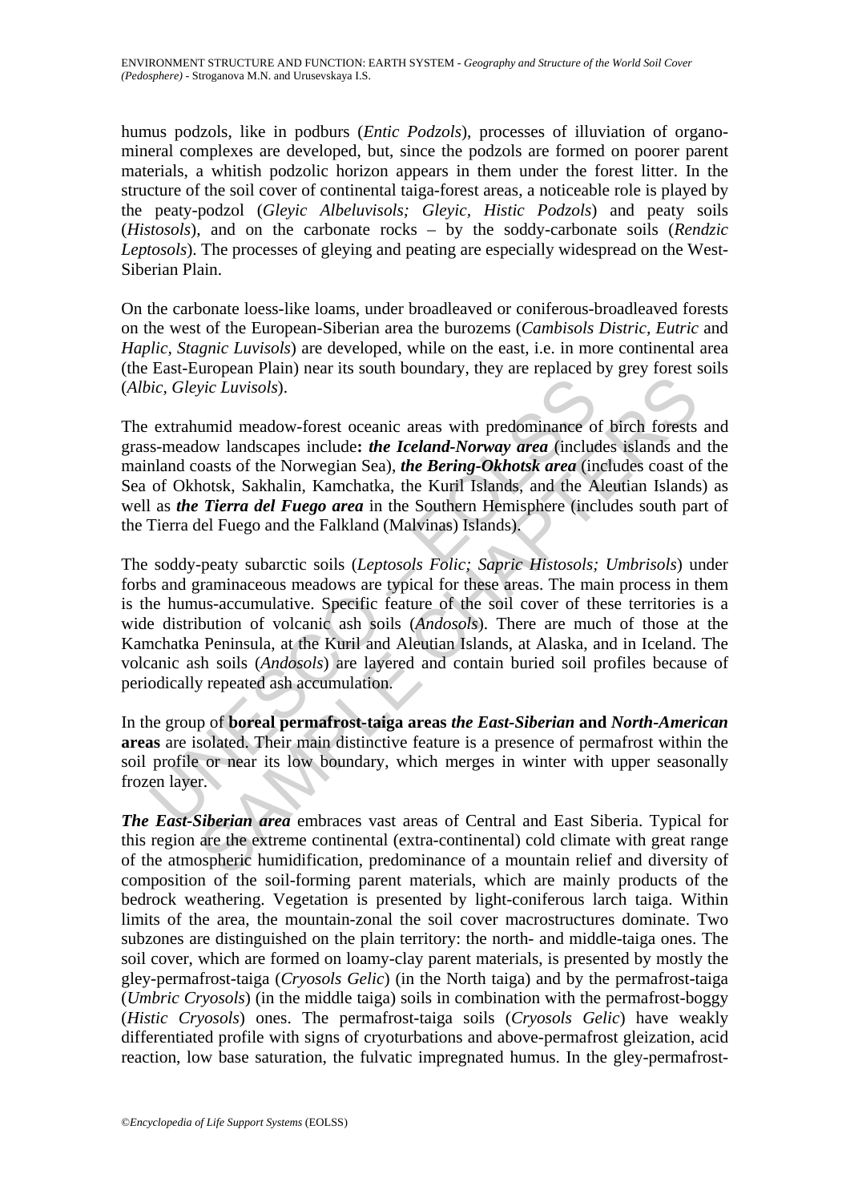humus podzols, like in podburs (*Entic Podzols*), processes of illuviation of organo-mineral complexes are developed, but, since the podzols are formed on poorer parent materials, a whitish podzolic horizon appears in them under the forest litter. In the structure of the soil cover of continental taiga-forest areas, a noticeable role is played by the peaty-podzol (*Gleyic Albeluvisols; Gleyic*, *Histic Podzols*) and peaty soils (*Histosols*), and on the carbonate rocks – by the soddy-carbonate soils (*Rendzic Leptosols*). The processes of gleying and peating are especially widespread on the West-Siberian Plain.

On the carbonate loess-like loams, under broadleaved or coniferous-broadleaved forests on the west of the European-Siberian area the burozems (*Cambisols Distric*, *Eutric* and *Haplic*, *Stagnic Luvisols*) are developed, while on the east, i.e. in more continental area (the East-European Plain) near its south boundary, they are replaced by grey forest soils (*Albic, Gleyic Luvisols*).

The extrahumid meadow-forest oceanic areas with predominance of birch forests and grass-meadow landscapes include**:** ***the Iceland-Norway area*** (includes islands and the mainland coasts of the Norwegian Sea), ***the Bering-Okhotsk area*** (includes coast of the Sea of Okhotsk, Sakhalin, Kamchatka, the Kuril Islands, and the Aleutian Islands) as well as ***the Tierra del Fuego area*** in the Southern Hemisphere (includes south part of the Tierra del Fuego and the Falkland (Malvinas) Islands).

The soddy-peaty subarctic soils (*Leptosols Folic; Sapric Histosols; Umbrisols*) under forbs and graminaceous meadows are typical for these areas. The main process in them is the humus-accumulative. Specific feature of the soil cover of these territories is a wide distribution of volcanic ash soils (*Andosols*). There are much of those at the Kamchatka Peninsula, at the Kuril and Aleutian Islands, at Alaska, and in Iceland. The volcanic ash soils (*Andosols*) are layered and contain buried soil profiles because of periodically repeated ash accumulation.

In the group of **boreal permafrost-taiga areas** ***the East-Siberian*** **and** ***North-American*** **areas** are isolated. Their main distinctive feature is a presence of permafrost within the soil profile or near its low boundary, which merges in winter with upper seasonally frozen layer.

***The East-Siberian area*** embraces vast areas of Central and East Siberia. Typical for this region are the extreme continental (extra-continental) cold climate with great range of the atmospheric humidification, predominance of a mountain relief and diversity of composition of the soil-forming parent materials, which are mainly products of the bedrock weathering. Vegetation is presented by light-coniferous larch taiga. Within limits of the area, the mountain-zonal the soil cover macrostructures dominate. Two subzones are distinguished on the plain territory: the north- and middle-taiga ones. The soil cover, which are formed on loamy-clay parent materials, is presented by mostly the gley-permafrost-taiga (*Cryosols Gelic*) (in the North taiga) and by the permafrost-taiga (*Umbric Cryosols*) (in the middle taiga) soils in combination with the permafrost-boggy (*Histic Cryosols*) ones. The permafrost-taiga soils (*Cryosols Gelic*) have weakly differentiated profile with signs of cryoturbations and above-permafrost gleization, acid reaction, low base saturation, the fulvatic impregnated humus. In the gley-permafrost-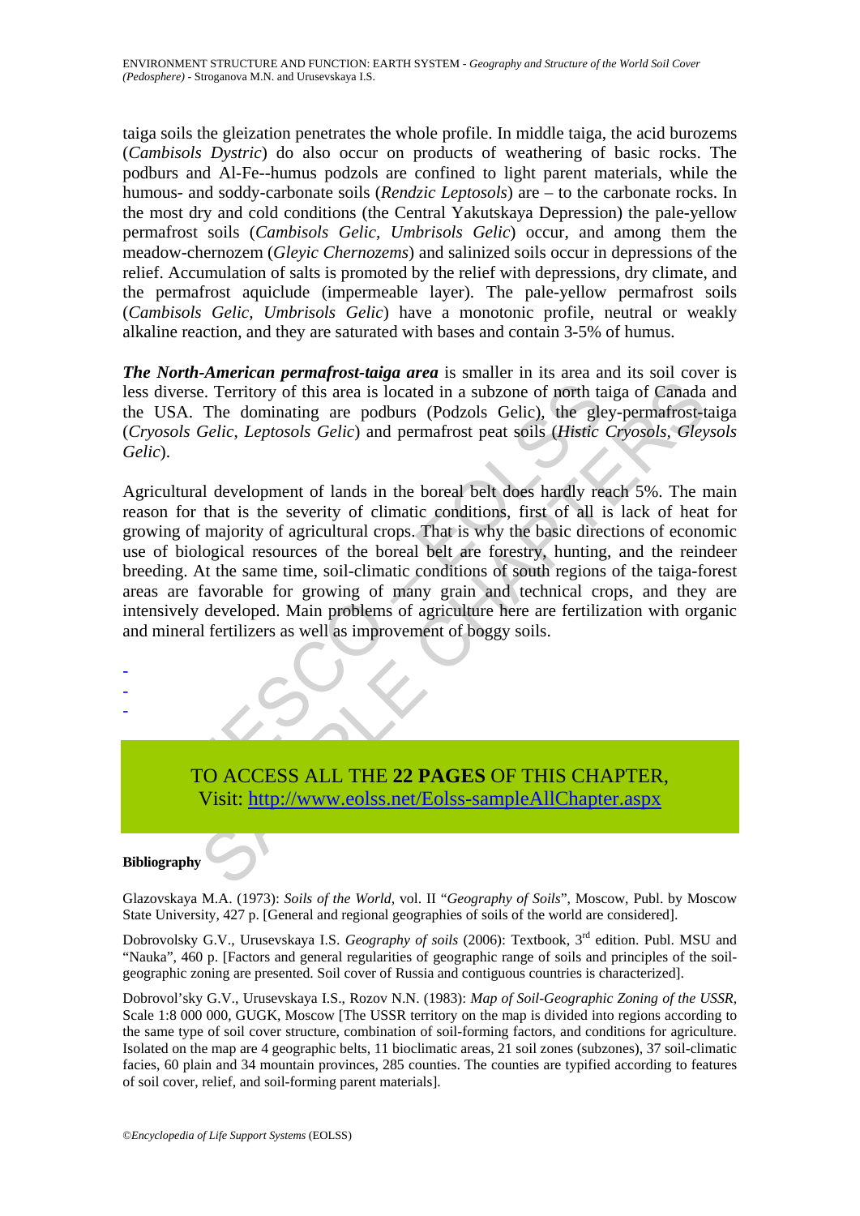taiga soils the gleization penetrates the whole profile. In middle taiga, the acid burozems (*Cambisols Dystric*) do also occur on products of weathering of basic rocks. The podburs and Al-Fe--humus podzols are confined to light parent materials, while the humous- and soddy-carbonate soils (*Rendzic Leptosols*) are – to the carbonate rocks. In the most dry and cold conditions (the Central Yakutskaya Depression) the pale-yellow permafrost soils (*Cambisols Gelic, Umbrisols Gelic*) occur, and among them the meadow-chernozem (*Gleyic Chernozems*) and salinized soils occur in depressions of the relief. Accumulation of salts is promoted by the relief with depressions, dry climate, and the permafrost aquiclude (impermeable layer). The pale-yellow permafrost soils (*Cambisols Gelic, Umbrisols Gelic*) have a monotonic profile, neutral or weakly alkaline reaction, and they are saturated with bases and contain 3-5% of humus.

***The North-American permafrost-taiga area*** is smaller in its area and its soil cover is less diverse. Territory of this area is located in a subzone of north taiga of Canada and the USA. The dominating are podburs (Podzols Gelic), the gley-permafrost-taiga (*Cryosols Gelic*, *Leptosols Gelic*) and permafrost peat soils (*Histic Cryosols, Gleysols Gelic*).

Agricultural development of lands in the boreal belt does hardly reach 5%. The main reason for that is the severity of climatic conditions, first of all is lack of heat for growing of majority of agricultural crops. That is why the basic directions of economic use of biological resources of the boreal belt are forestry, hunting, and the reindeer breeding. At the same time, soil-climatic conditions of south regions of the taiga-forest areas are favorable for growing of many grain and technical crops, and they are intensively developed. Main problems of agriculture here are fertilization with organic and mineral fertilizers as well as improvement of boggy soils.

-
-
-

TO ACCESS ALL THE **22 PAGES** OF THIS CHAPTER,
Visit: http://www.eolss.net/Eolss-sampleAllChapter.aspx

**Bibliography**

Glazovskaya M.A. (1973): *Soils of the World*, vol. II "*Geography of Soils*", Moscow, Publ. by Moscow State University, 427 p. [General and regional geographies of soils of the world are considered].

Dobrovolsky G.V., Urusevskaya I.S. *Geography of soils* (2006): Textbook, 3rd edition. Publ. MSU and "Nauka", 460 p. [Factors and general regularities of geographic range of soils and principles of the soil-geographic zoning are presented. Soil cover of Russia and contiguous countries is characterized].

Dobrovol'sky G.V., Urusevskaya I.S., Rozov N.N. (1983): *Map of Soil-Geographic Zoning of the USSR*, Scale 1:8 000 000, GUGK, Moscow [The USSR territory on the map is divided into regions according to the same type of soil cover structure, combination of soil-forming factors, and conditions for agriculture. Isolated on the map are 4 geographic belts, 11 bioclimatic areas, 21 soil zones (subzones), 37 soil-climatic facies, 60 plain and 34 mountain provinces, 285 counties. The counties are typified according to features of soil cover, relief, and soil-forming parent materials].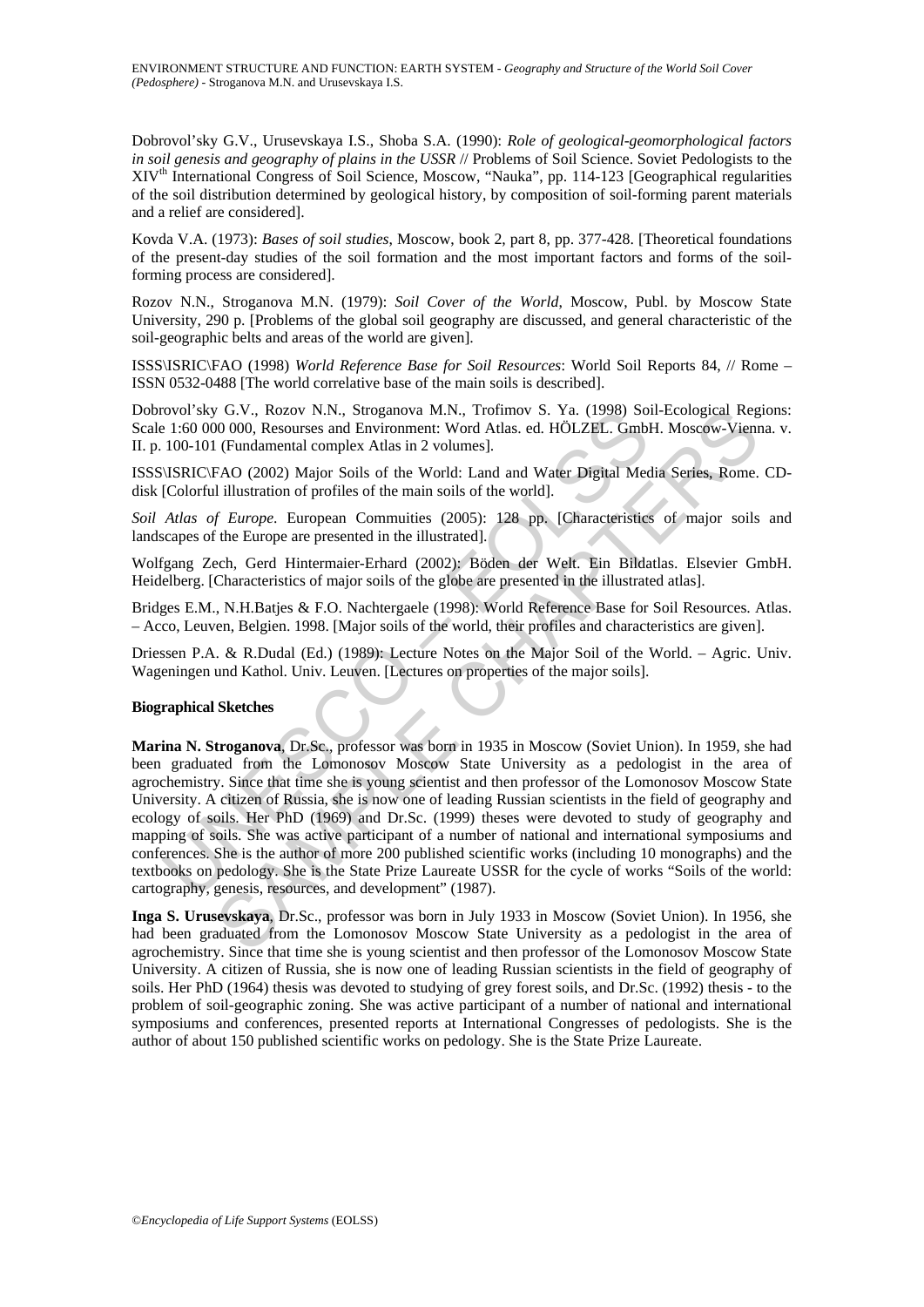Dobrovol'sky G.V., Urusevskaya I.S., Shoba S.A. (1990): *Role of geological-geomorphological factors in soil genesis and geography of plains in the USSR* // Problems of Soil Science. Soviet Pedologists to the XIV[th] International Congress of Soil Science, Moscow, "Nauka", pp. 114-123 [Geographical regularities of the soil distribution determined by geological history, by composition of soil-forming parent materials and a relief are considered].

Kovda V.A. (1973): *Bases of soil studies*, Moscow, book 2, part 8, pp. 377-428. [Theoretical foundations of the present-day studies of the soil formation and the most important factors and forms of the soil-forming process are considered].

Rozov N.N., Stroganova M.N. (1979): *Soil Cover of the World*, Moscow, Publ. by Moscow State University, 290 p. [Problems of the global soil geography are discussed, and general characteristic of the soil-geographic belts and areas of the world are given].

ISSS\ISRIC\FAO (1998) *World Reference Base for Soil Resources*: World Soil Reports 84, // Rome – ISSN 0532-0488 [The world correlative base of the main soils is described].

Dobrovol'sky G.V., Rozov N.N., Stroganova M.N., Trofimov S. Ya. (1998) Soil-Ecological Regions: Scale 1:60 000 000, Resourses and Environment: Word Atlas. ed. HÖLZEL. GmbH. Moscow-Vienna. v. II. p. 100-101 (Fundamental complex Atlas in 2 volumes].

ISSS\ISRIC\FAO (2002) Major Soils of the World: Land and Water Digital Media Series, Rome. CD-disk [Colorful illustration of profiles of the main soils of the world].

*Soil Atlas of Europe*. European Commuities (2005): 128 pp. [Characteristics of major soils and landscapes of the Europe are presented in the illustrated].

Wolfgang Zech, Gerd Hintermaier-Erhard (2002): Böden der Welt. Ein Bildatlas. Elsevier GmbH. Heidelberg. [Characteristics of major soils of the globe are presented in the illustrated atlas].

Bridges E.M., N.H.Batjes & F.O. Nachtergaele (1998): World Reference Base for Soil Resources. Atlas. – Acco, Leuven, Belgien. 1998. [Major soils of the world, their profiles and characteristics are given].

Driessen P.A. & R.Dudal (Ed.) (1989): Lecture Notes on the Major Soil of the World. – Agric. Univ. Wageningen und Kathol. Univ. Leuven. [Lectures on properties of the major soils].

**Biographical Sketches**

**Marina N. Stroganova**, Dr.Sc., professor was born in 1935 in Moscow (Soviet Union). In 1959, she had been graduated from the Lomonosov Moscow State University as a pedologist in the area of agrochemistry. Since that time she is young scientist and then professor of the Lomonosov Moscow State University. A citizen of Russia, she is now one of leading Russian scientists in the field of geography and ecology of soils. Her PhD (1969) and Dr.Sc. (1999) theses were devoted to study of geography and mapping of soils. She was active participant of a number of national and international symposiums and conferences. She is the author of more 200 published scientific works (including 10 monographs) and the textbooks on pedology. She is the State Prize Laureate USSR for the cycle of works "Soils of the world: cartography, genesis, resources, and development" (1987).

**Inga S. Urusevskaya**, Dr.Sc., professor was born in July 1933 in Moscow (Soviet Union). In 1956, she had been graduated from the Lomonosov Moscow State University as a pedologist in the area of agrochemistry. Since that time she is young scientist and then professor of the Lomonosov Moscow State University. A citizen of Russia, she is now one of leading Russian scientists in the field of geography of soils. Her PhD (1964) thesis was devoted to studying of grey forest soils, and Dr.Sc. (1992) thesis - to the problem of soil-geographic zoning. She was active participant of a number of national and international symposiums and conferences, presented reports at International Congresses of pedologists. She is the author of about 150 published scientific works on pedology. She is the State Prize Laureate.